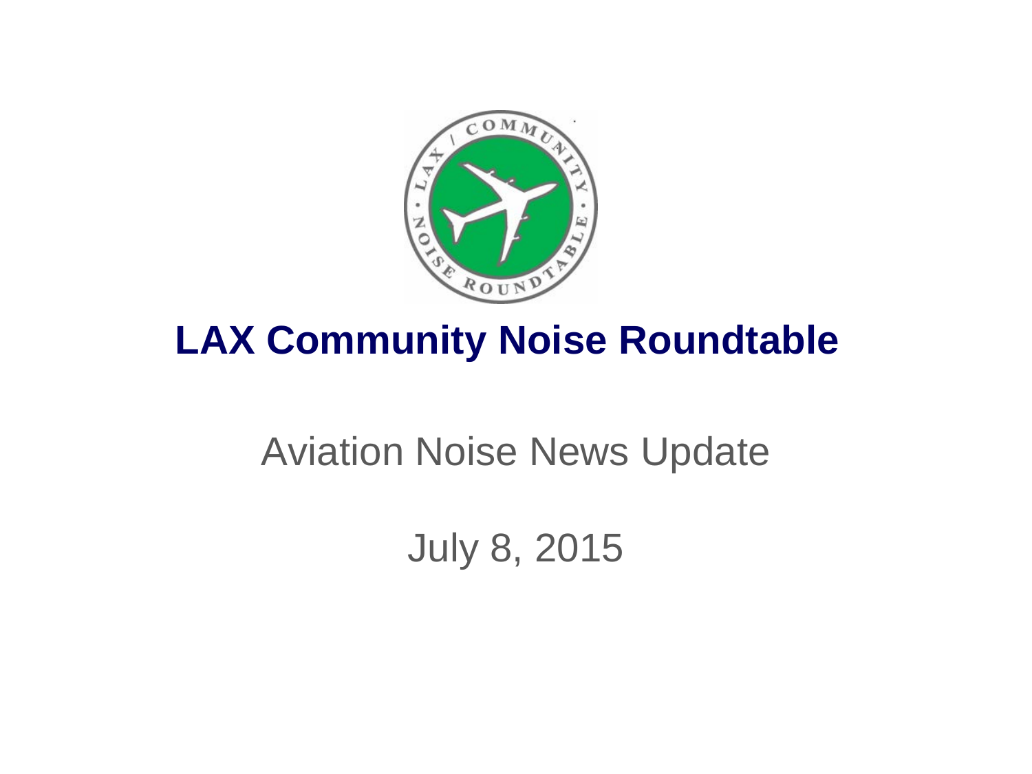# LAX Community Noise Roundtable

Aviation Noise News Update

July 8, 2015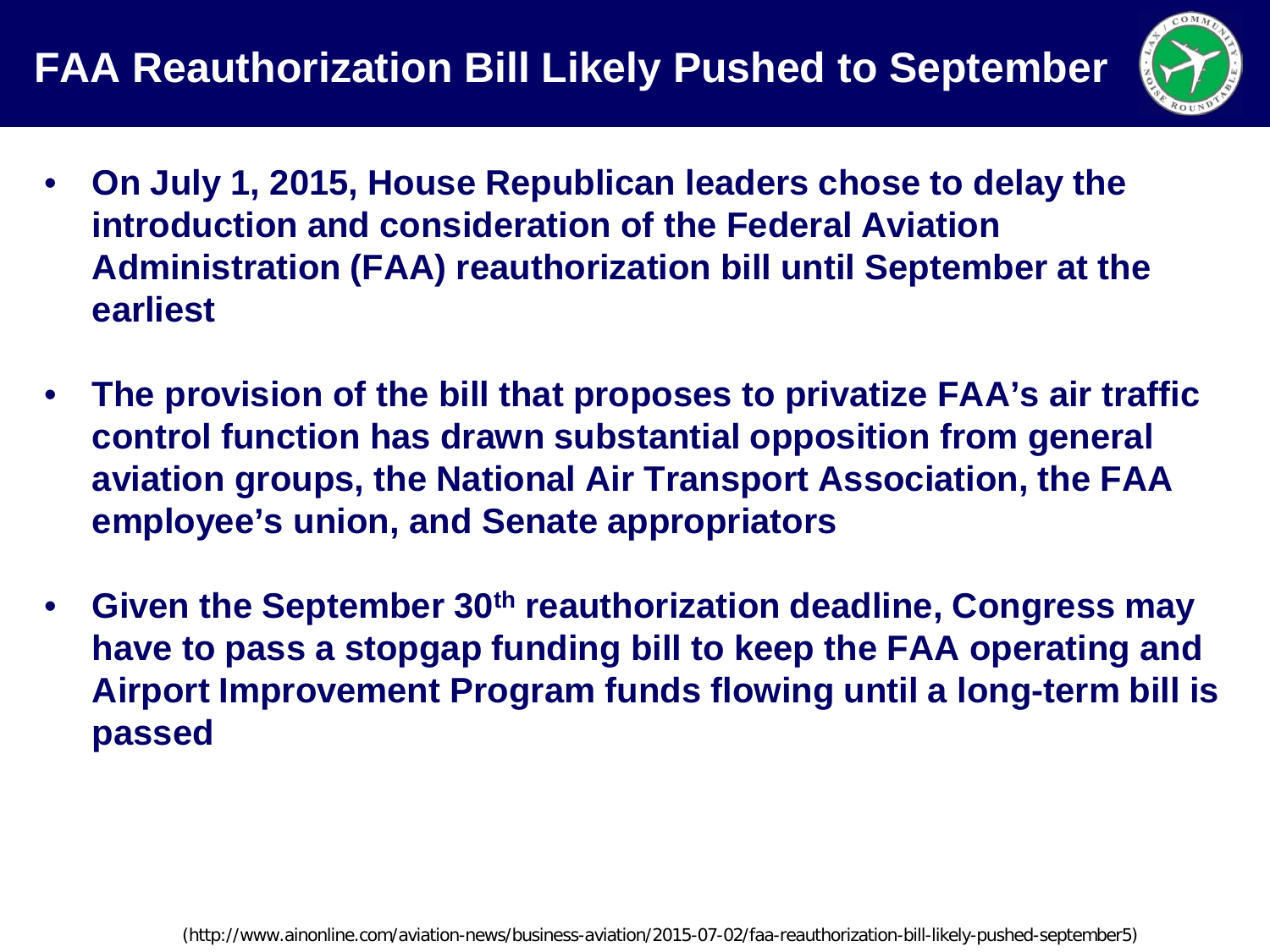# FAA Reauthorization Bill Likely Pushed to September

- **On July 1, 2015, House Republican leaders chose to delay the introduction and consideration of the Federal Aviation Administration (FAA) reauthorization bill until September at the earliest**
- **The provision of the bill that proposes to privatize FAA's air traffic control function has drawn substantial opposition from general aviation groups, the National Air Transport Association, the FAA employee's union, and Senate appropriators**
- **Given the September 30th reauthorization deadline, Congress may have to pass a stopgap funding bill to keep the FAA operating and Airport Improvement Program funds flowing until a long-term bill is passed**

(http://www.ainonline.com/aviation-news/business-aviation/2015-07-02/faa-reauthorization-bill-likely-pushed-september5)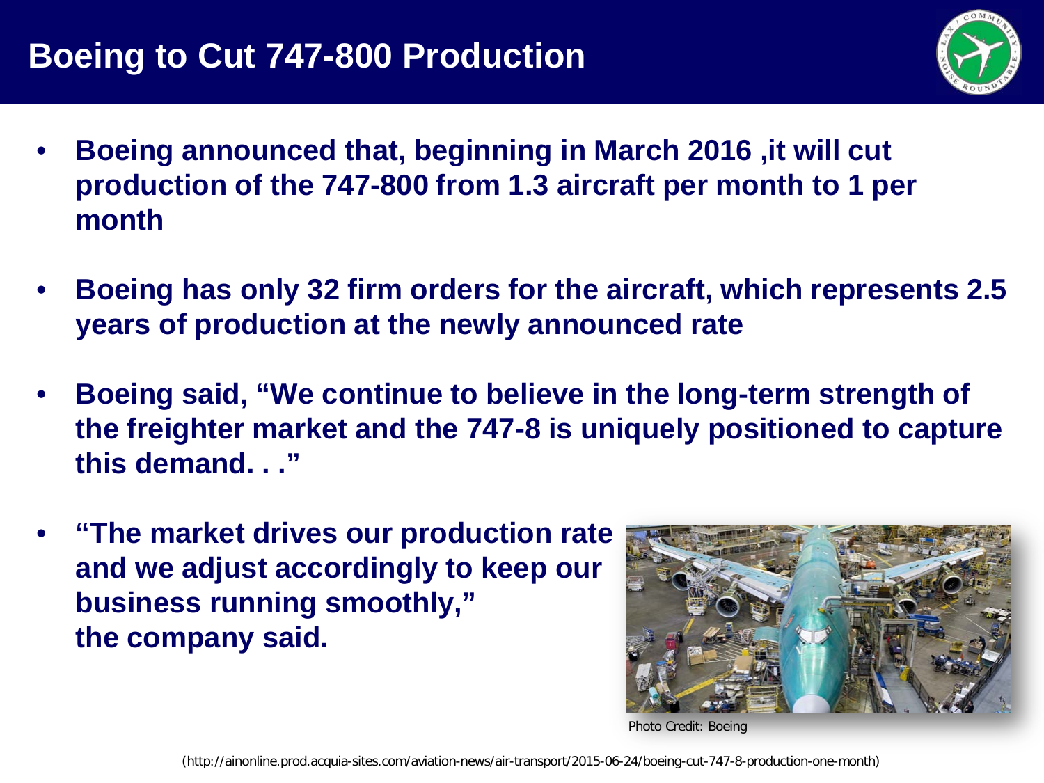# Boeing to Cut 747-800 Production

- **Boeing announced that, beginning in March 2016 ,it will cut production of the 747-800 from 1.3 aircraft per month to 1 per month**
- **Boeing has only 32 firm orders for the aircraft, which represents 2.5 years of production at the newly announced rate**
- **Boeing said, "We continue to believe in the long-term strength of the freighter market and the 747-8 is uniquely positioned to capture this demand. . ."**
- **"The market drives our production rate and we adjust accordingly to keep our business running smoothly," the company said.**

Photo Credit: Boeing

(http://ainonline.prod.acquia-sites.com/aviation-news/air-transport/2015-06-24/boeing-cut-747-8-production-one-month)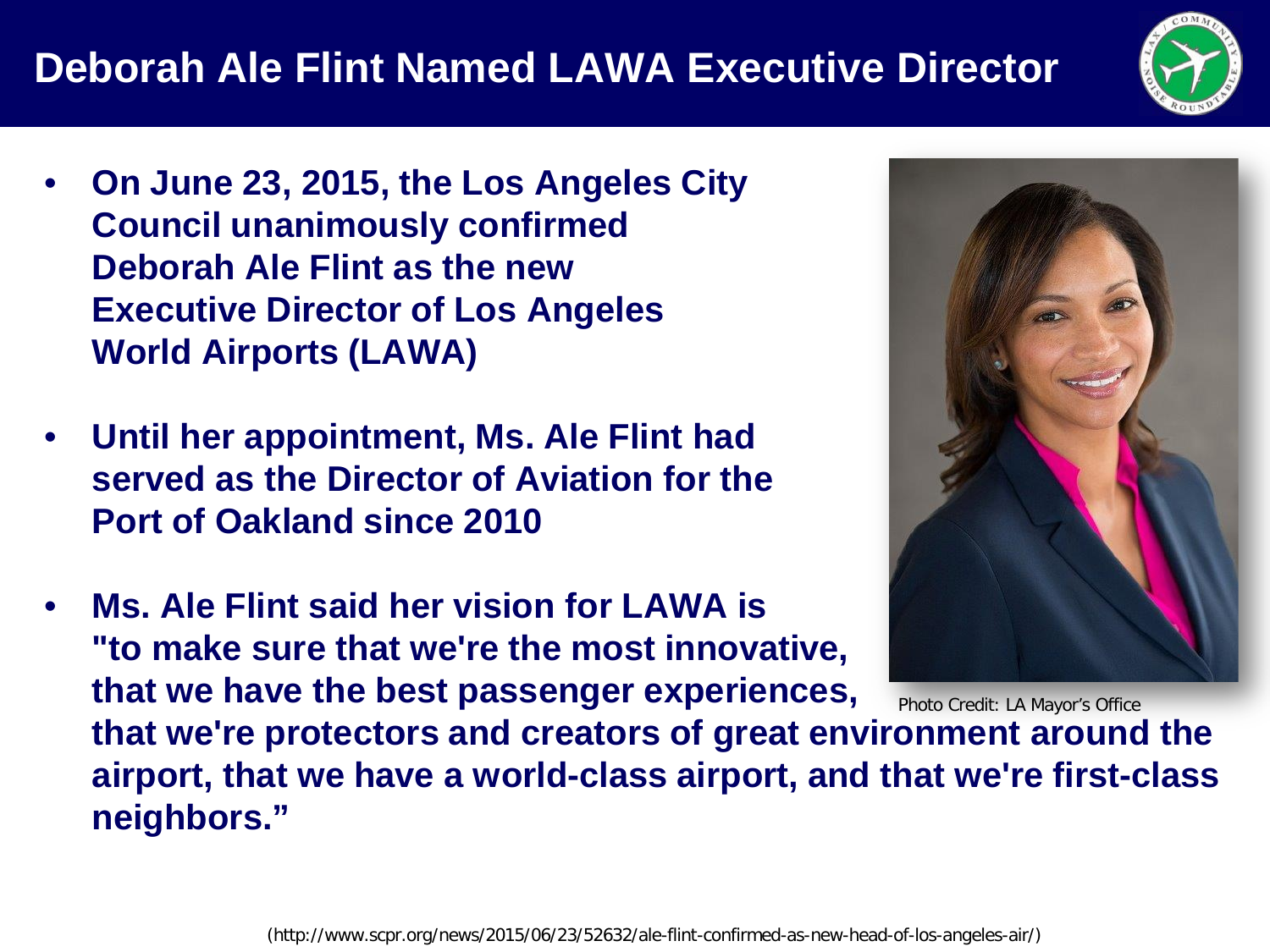# Deborah Ale Flint Named LAWA Executive Director

- **On June 23, 2015, the Los Angeles City Council unanimously confirmed Deborah Ale Flint as the new Executive Director of Los Angeles World Airports (LAWA)**
- **Until her appointment, Ms. Ale Flint had served as the Director of Aviation for the Port of Oakland since 2010**
- **Ms. Ale Flint said her vision for LAWA is "to make sure that we're the most innovative, that we have the best passenger experiences, that we're protectors and creators of great environment around the airport, that we have a world-class airport, and that we're first-class neighbors."**

Photo Credit: LA Mayor's Office

(http://www.scpr.org/news/2015/06/23/52632/ale-flint-confirmed-as-new-head-of-los-angeles-air/)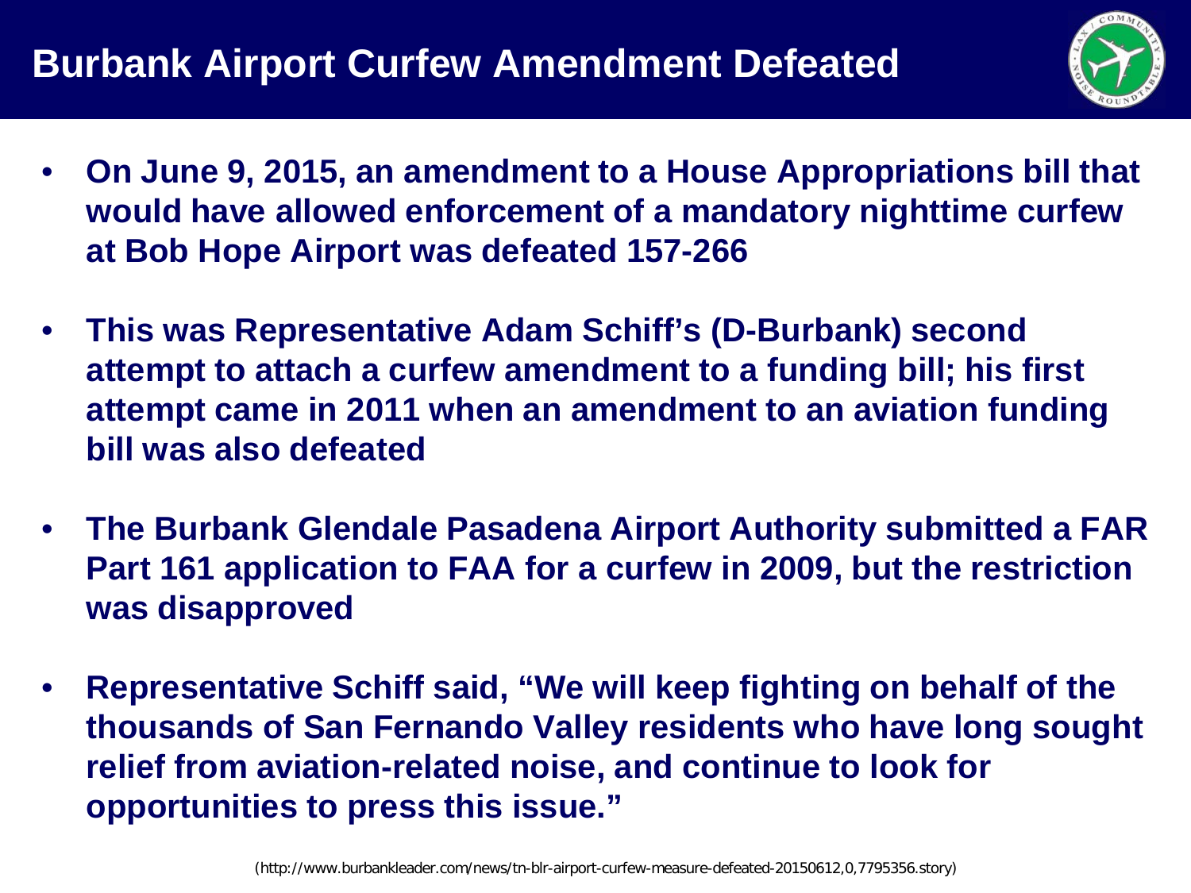# Burbank Airport Curfew Amendment Defeated

- **On June 9, 2015, an amendment to a House Appropriations bill that would have allowed enforcement of a mandatory nighttime curfew at Bob Hope Airport was defeated 157-266**
- **This was Representative Adam Schiff's (D-Burbank) second attempt to attach a curfew amendment to a funding bill; his first attempt came in 2011 when an amendment to an aviation funding bill was also defeated**
- **The Burbank Glendale Pasadena Airport Authority submitted a FAR Part 161 application to FAA for a curfew in 2009, but the restriction was disapproved**
- **Representative Schiff said, "We will keep fighting on behalf of the thousands of San Fernando Valley residents who have long sought relief from aviation-related noise, and continue to look for opportunities to press this issue."**

(http://www.burbankleader.com/news/tn-blr-airport-curfew-measure-defeated-20150612,0,7795356.story)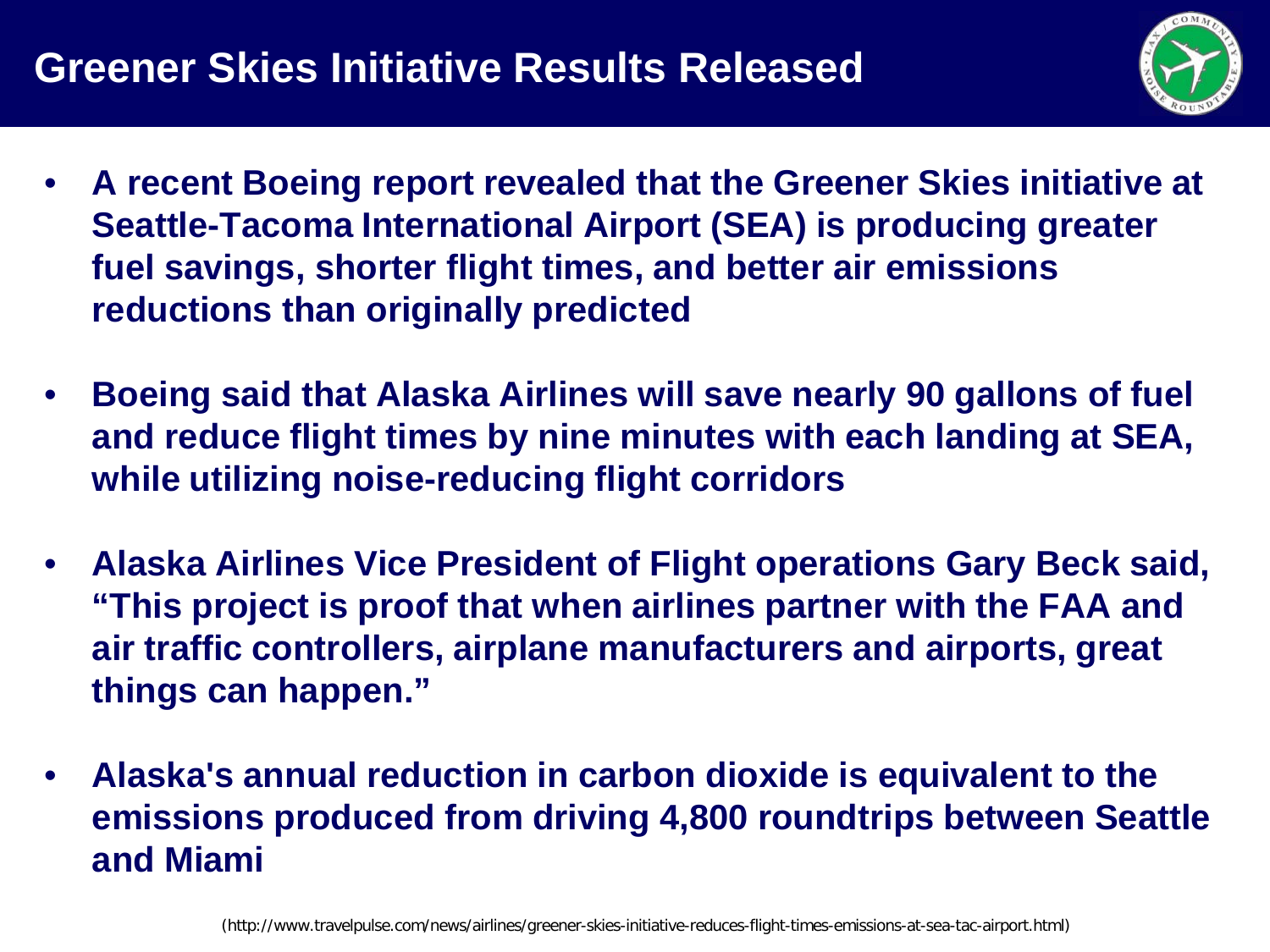# Greener Skies Initiative Results Released

- **A recent Boeing report revealed that the Greener Skies initiative at Seattle-Tacoma International Airport (SEA) is producing greater fuel savings, shorter flight times, and better air emissions reductions than originally predicted**
- **Boeing said that Alaska Airlines will save nearly 90 gallons of fuel and reduce flight times by nine minutes with each landing at SEA, while utilizing noise-reducing flight corridors**
- **Alaska Airlines Vice President of Flight operations Gary Beck said, "This project is proof that when airlines partner with the FAA and air traffic controllers, airplane manufacturers and airports, great things can happen."**
- **Alaska's annual reduction in carbon dioxide is equivalent to the emissions produced from driving 4,800 roundtrips between Seattle and Miami**

(http://www.travelpulse.com/news/airlines/greener-skies-initiative-reduces-flight-times-emissions-at-sea-tac-airport.html)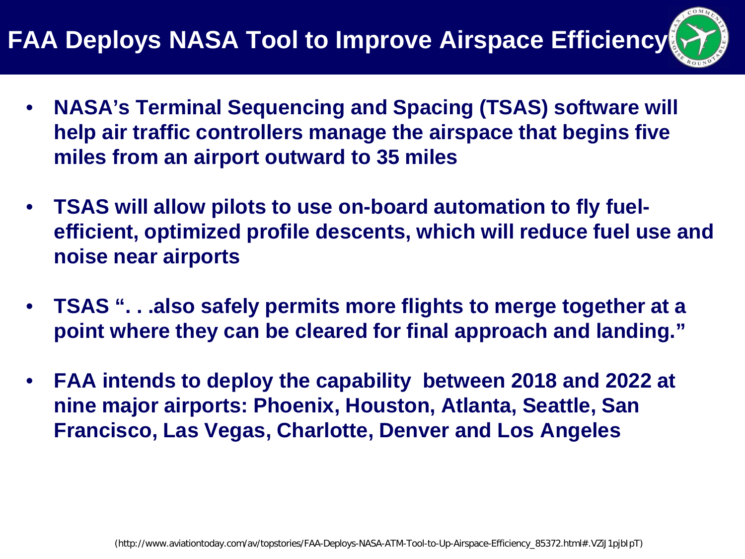# FAA Deploys NASA Tool to Improve Airspace Efficiency

- **NASA's Terminal Sequencing and Spacing (TSAS) software will help air traffic controllers manage the airspace that begins five miles from an airport outward to 35 miles**
- **TSAS will allow pilots to use on-board automation to fly fuel-efficient, optimized profile descents, which will reduce fuel use and noise near airports**
- **TSAS ". . .also safely permits more flights to merge together at a point where they can be cleared for final approach and landing."**
- **FAA intends to deploy the capability between 2018 and 2022 at nine major airports: Phoenix, Houston, Atlanta, Seattle, San Francisco, Las Vegas, Charlotte, Denver and Los Angeles**

(http://www.aviationtoday.com/av/topstories/FAA-Deploys-NASA-ATM-Tool-to-Up-Airspace-Efficiency_85372.html#.VZiJ1pjbIpT)